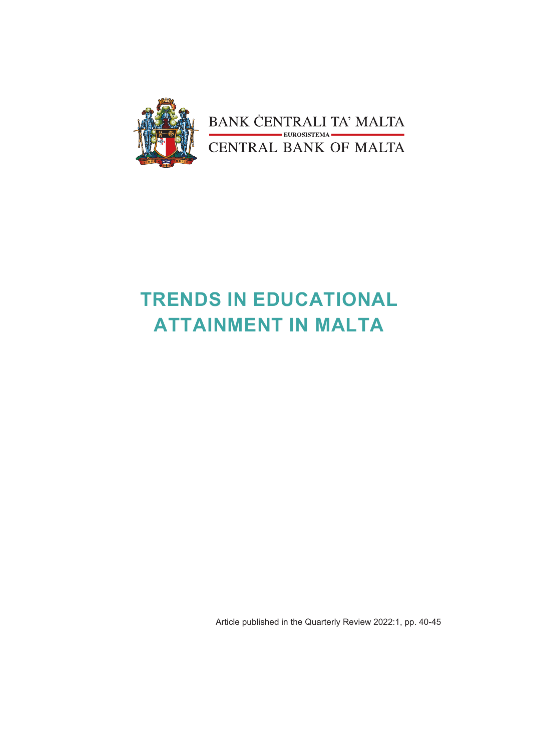BANK ĊENTRALI TA' MALTA

EUROSISTEMA

CENTRAL BANK OF MALTA

# TRENDS IN EDUCATIONAL ATTAINMENT IN MALTA

Article published in the Quarterly Review 2022:1, pp. 40-45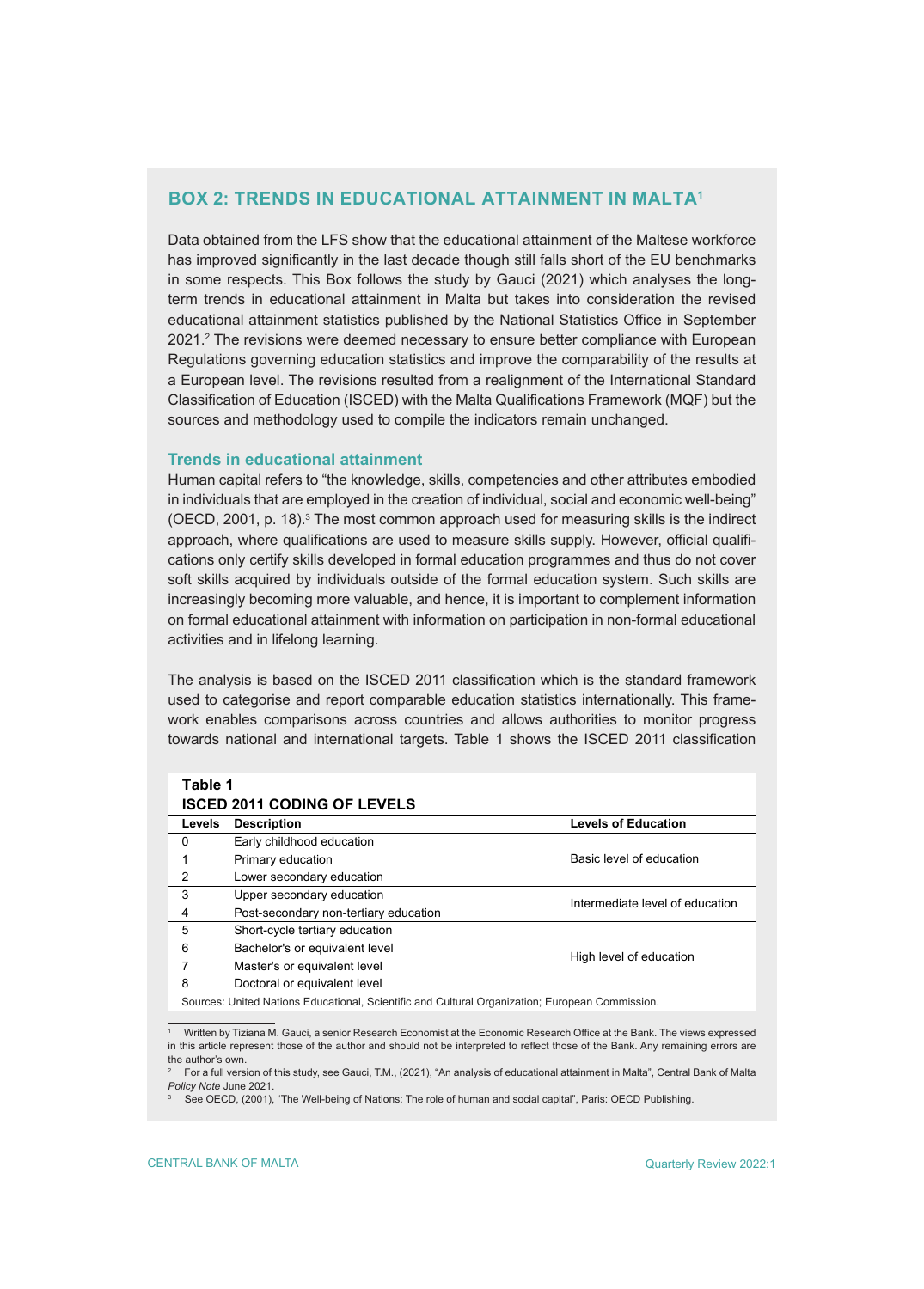## BOX 2: TRENDS IN EDUCATIONAL ATTAINMENT IN MALTA[1]

Data obtained from the LFS show that the educational attainment of the Maltese workforce has improved significantly in the last decade though still falls short of the EU benchmarks in some respects. This Box follows the study by Gauci (2021) which analyses the long-term trends in educational attainment in Malta but takes into consideration the revised educational attainment statistics published by the National Statistics Office in September 2021.[2] The revisions were deemed necessary to ensure better compliance with European Regulations governing education statistics and improve the comparability of the results at a European level. The revisions resulted from a realignment of the International Standard Classification of Education (ISCED) with the Malta Qualifications Framework (MQF) but the sources and methodology used to compile the indicators remain unchanged.

### Trends in educational attainment

Human capital refers to "the knowledge, skills, competencies and other attributes embodied in individuals that are employed in the creation of individual, social and economic well-being" (OECD, 2001, p. 18).[3] The most common approach used for measuring skills is the indirect approach, where qualifications are used to measure skills supply. However, official qualifications only certify skills developed in formal education programmes and thus do not cover soft skills acquired by individuals outside of the formal education system. Such skills are increasingly becoming more valuable, and hence, it is important to complement information on formal educational attainment with information on participation in non-formal educational activities and in lifelong learning.

The analysis is based on the ISCED 2011 classification which is the standard framework used to categorise and report comparable education statistics internationally. This framework enables comparisons across countries and allows authorities to monitor progress towards national and international targets. Table 1 shows the ISCED 2011 classification

**Table 1**
**ISCED 2011 CODING OF LEVELS**

| Levels | Description | Levels of Education |
|---|---|---|
| 0 | Early childhood education | Basic level of education |
| 1 | Primary education | |
| 2 | Lower secondary education | |
| 3 | Upper secondary education | Intermediate level of education |
| 4 | Post-secondary non-tertiary education | |
| 5 | Short-cycle tertiary education | High level of education |
| 6 | Bachelor's or equivalent level | |
| 7 | Master's or equivalent level | |
| 8 | Doctoral or equivalent level | |

Sources: United Nations Educational, Scientific and Cultural Organization; European Commission.

---

[1] Written by Tiziana M. Gauci, a senior Research Economist at the Economic Research Office at the Bank. The views expressed in this article represent those of the author and should not be interpreted to reflect those of the Bank. Any remaining errors are the author's own.

[2] For a full version of this study, see Gauci, T.M., (2021), "An analysis of educational attainment in Malta", Central Bank of Malta *Policy Note* June 2021.

[3] See OECD, (2001), "The Well-being of Nations: The role of human and social capital", Paris: OECD Publishing.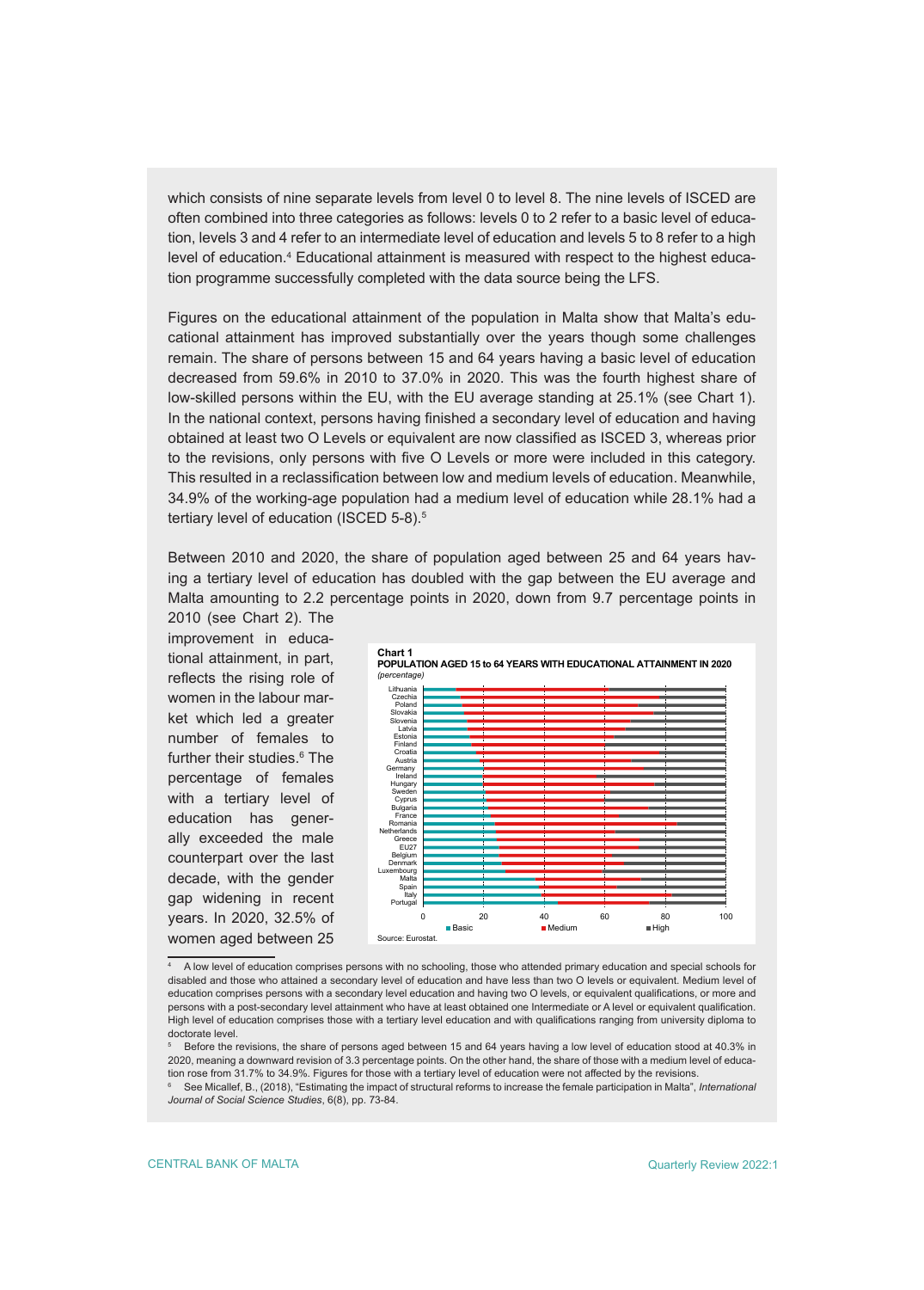which consists of nine separate levels from level 0 to level 8. The nine levels of ISCED are often combined into three categories as follows: levels 0 to 2 refer to a basic level of education, levels 3 and 4 refer to an intermediate level of education and levels 5 to 8 refer to a high level of education.[4] Educational attainment is measured with respect to the highest education programme successfully completed with the data source being the LFS.

Figures on the educational attainment of the population in Malta show that Malta's educational attainment has improved substantially over the years though some challenges remain. The share of persons between 15 and 64 years having a basic level of education decreased from 59.6% in 2010 to 37.0% in 2020. This was the fourth highest share of low-skilled persons within the EU, with the EU average standing at 25.1% (see Chart 1). In the national context, persons having finished a secondary level of education and having obtained at least two O Levels or equivalent are now classified as ISCED 3, whereas prior to the revisions, only persons with five O Levels or more were included in this category. This resulted in a reclassification between low and medium levels of education. Meanwhile, 34.9% of the working-age population had a medium level of education while 28.1% had a tertiary level of education (ISCED 5-8).[5]

Between 2010 and 2020, the share of population aged between 25 and 64 years having a tertiary level of education has doubled with the gap between the EU average and Malta amounting to 2.2 percentage points in 2020, down from 9.7 percentage points in 2010 (see Chart 2). The improvement in educational attainment, in part, reflects the rising role of women in the labour market which led a greater number of females to further their studies.[6] The percentage of females with a tertiary level of education has generally exceeded the male counterpart over the last decade, with the gender gap widening in recent years. In 2020, 32.5% of women aged between 25

**Chart 1**
**POPULATION AGED 15 to 64 YEARS WITH EDUCATIONAL ATTAINMENT IN 2020**
*(percentage)*

Source: Eurostat.

---

[4] A low level of education comprises persons with no schooling, those who attended primary education and special schools for disabled and those who attained a secondary level of education and have less than two O levels or equivalent. Medium level of education comprises persons with a secondary level education and having two O levels, or equivalent qualifications, or more and persons with a post-secondary level attainment who have at least obtained one Intermediate or A level or equivalent qualification. High level of education comprises those with a tertiary level education and with qualifications ranging from university diploma to doctorate level.

[5] Before the revisions, the share of persons aged between 15 and 64 years having a low level of education stood at 40.3% in 2020, meaning a downward revision of 3.3 percentage points. On the other hand, the share of those with a medium level of education rose from 31.7% to 34.9%. Figures for those with a tertiary level of education were not affected by the revisions.

[6] See Micallef, B., (2018), "Estimating the impact of structural reforms to increase the female participation in Malta", *International Journal of Social Science Studies*, 6(8), pp. 73-84.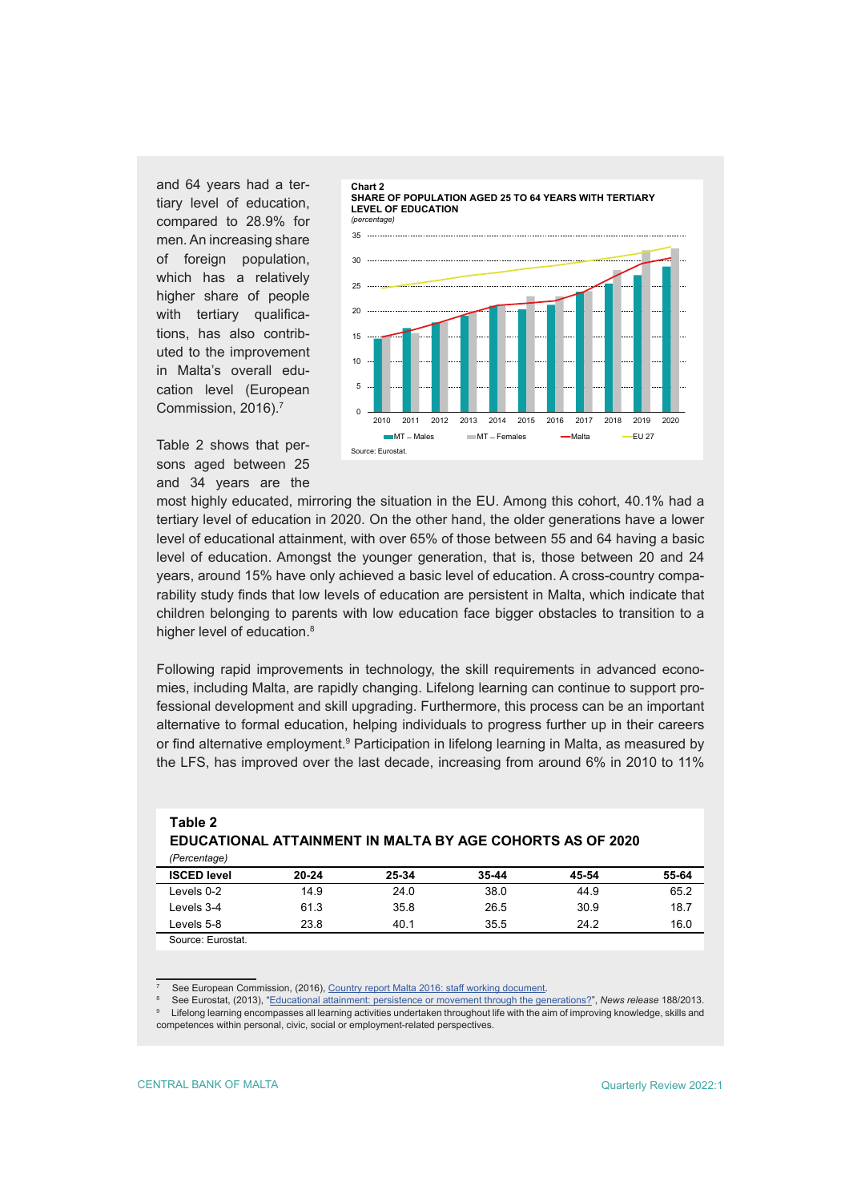and 64 years had a tertiary level of education, compared to 28.9% for men. An increasing share of foreign population, which has a relatively higher share of people with tertiary qualifications, has also contributed to the improvement in Malta's overall education level (European Commission, 2016).[7]

**Chart 2**
**SHARE OF POPULATION AGED 25 TO 64 YEARS WITH TERTIARY LEVEL OF EDUCATION**
*(percentage)*

Source: Eurostat.

Table 2 shows that persons aged between 25 and 34 years are the most highly educated, mirroring the situation in the EU. Among this cohort, 40.1% had a tertiary level of education in 2020. On the other hand, the older generations have a lower level of educational attainment, with over 65% of those between 55 and 64 having a basic level of education. Amongst the younger generation, that is, those between 20 and 24 years, around 15% have only achieved a basic level of education. A cross-country comparability study finds that low levels of education are persistent in Malta, which indicate that children belonging to parents with low education face bigger obstacles to transition to a higher level of education.[8]

Following rapid improvements in technology, the skill requirements in advanced economies, including Malta, are rapidly changing. Lifelong learning can continue to support professional development and skill upgrading. Furthermore, this process can be an important alternative to formal education, helping individuals to progress further up in their careers or find alternative employment.[9] Participation in lifelong learning in Malta, as measured by the LFS, has improved over the last decade, increasing from around 6% in 2010 to 11%

**Table 2**
**EDUCATIONAL ATTAINMENT IN MALTA BY AGE COHORTS AS OF 2020**
*(Percentage)*

| ISCED level | 20-24 | 25-34 | 35-44 | 45-54 | 55-64 |
|---|---|---|---|---|---|
| Levels 0-2 | 14.9 | 24.0 | 38.0 | 44.9 | 65.2 |
| Levels 3-4 | 61.3 | 35.8 | 26.5 | 30.9 | 18.7 |
| Levels 5-8 | 23.8 | 40.1 | 35.5 | 24.2 | 16.0 |

Source: Eurostat.

---

[7] See European Commission, (2016), Country report Malta 2016: staff working document.
[8] See Eurostat, (2013), "Educational attainment: persistence or movement through the generations?", *News release* 188/2013.
[9] Lifelong learning encompasses all learning activities undertaken throughout life with the aim of improving knowledge, skills and competences within personal, civic, social or employment-related perspectives.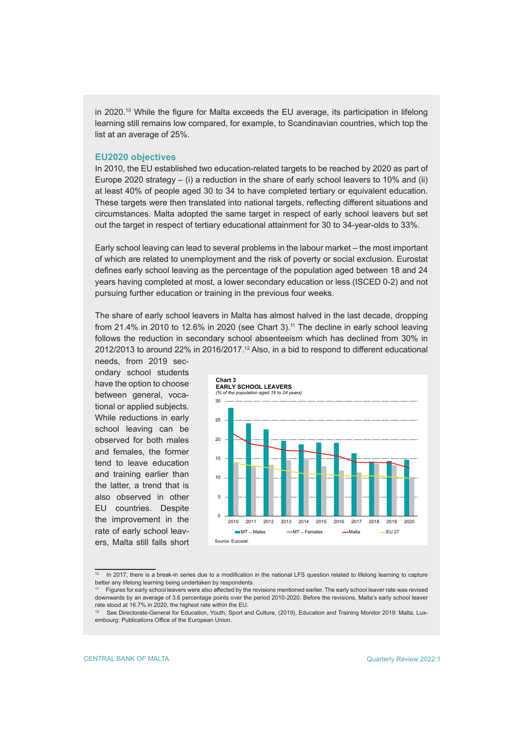in 2020.[10] While the figure for Malta exceeds the EU average, its participation in lifelong learning still remains low compared, for example, to Scandinavian countries, which top the list at an average of 25%.

### EU2020 objectives

In 2010, the EU established two education-related targets to be reached by 2020 as part of Europe 2020 strategy – (i) a reduction in the share of early school leavers to 10% and (ii) at least 40% of people aged 30 to 34 to have completed tertiary or equivalent education. These targets were then translated into national targets, reflecting different situations and circumstances. Malta adopted the same target in respect of early school leavers but set out the target in respect of tertiary educational attainment for 30 to 34-year-olds to 33%.

Early school leaving can lead to several problems in the labour market – the most important of which are related to unemployment and the risk of poverty or social exclusion. Eurostat defines early school leaving as the percentage of the population aged between 18 and 24 years having completed at most, a lower secondary education or less (ISCED 0-2) and not pursuing further education or training in the previous four weeks.

The share of early school leavers in Malta has almost halved in the last decade, dropping from 21.4% in 2010 to 12.6% in 2020 (see Chart 3).[11] The decline in early school leaving follows the reduction in secondary school absenteeism which has declined from 30% in 2012/2013 to around 22% in 2016/2017.[12] Also, in a bid to respond to different educational needs, from 2019 secondary school students have the option to choose between general, vocational or applied subjects. While reductions in early school leaving can be observed for both males and females, the former tend to leave education and training earlier than the latter, a trend that is also observed in other EU countries. Despite the improvement in the rate of early school leavers, Malta still falls short

**Chart 3**
**EARLY SCHOOL LEAVERS**
*(% of the population aged 18 to 24 years)*

Legend: MT – Males; MT – Females; Malta; EU 27

Source: Eurostat.

---

[10] In 2017, there is a break-in series due to a modification in the national LFS question related to lifelong learning to capture better any lifelong learning being undertaken by respondents.

[11] Figures for early school leavers were also affected by the revisions mentioned earlier. The early school leaver rate was revised downwards by an average of 3.6 percentage points over the period 2010-2020. Before the revisions, Malta's early school leaver rate stood at 16.7% in 2020, the highest rate within the EU.

[12] See Directorate-General for Education, Youth, Sport and Culture, (2019), Education and Training Monitor 2019: Malta, Luxembourg: Publications Office of the European Union.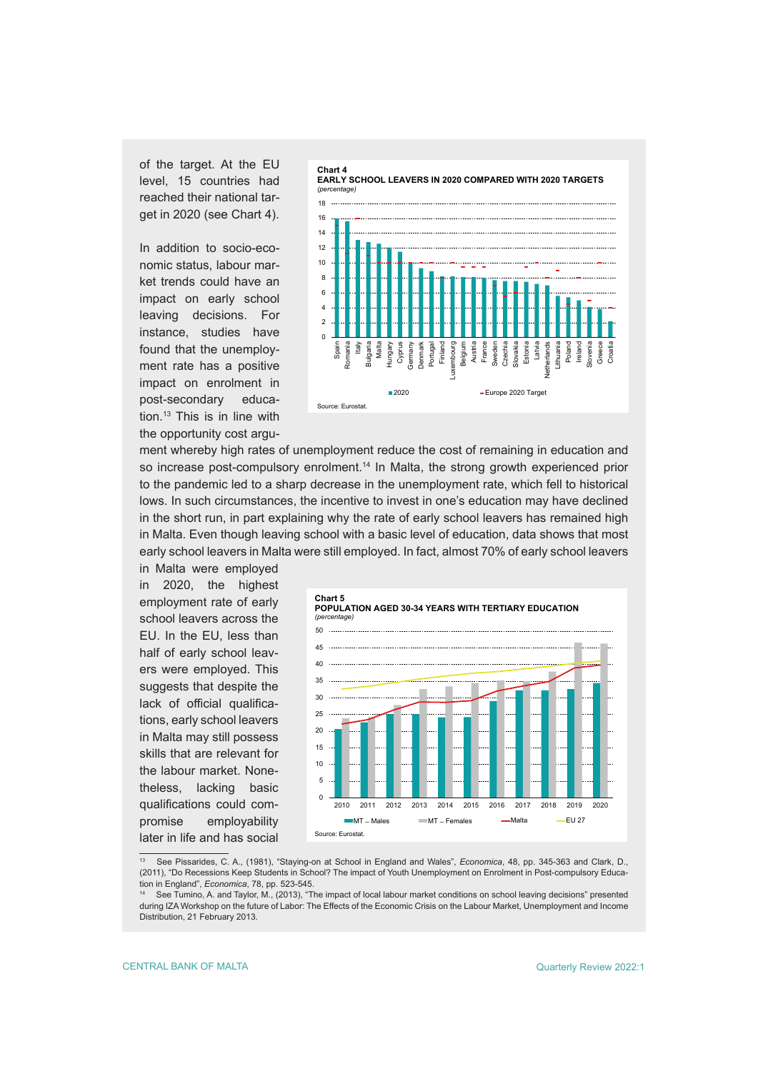of the target. At the EU level, 15 countries had reached their national target in 2020 (see Chart 4).

**Chart 4**
**EARLY SCHOOL LEAVERS IN 2020 COMPARED WITH 2020 TARGETS**
*(percentage)*

Source: Eurostat.

In addition to socio-economic status, labour market trends could have an impact on early school leaving decisions. For instance, studies have found that the unemployment rate has a positive impact on enrolment in post-secondary education.[13] This is in line with the opportunity cost argument whereby high rates of unemployment reduce the cost of remaining in education and so increase post-compulsory enrolment.[14] In Malta, the strong growth experienced prior to the pandemic led to a sharp decrease in the unemployment rate, which fell to historical lows. In such circumstances, the incentive to invest in one's education may have declined in the short run, in part explaining why the rate of early school leavers has remained high in Malta. Even though leaving school with a basic level of education, data shows that most early school leavers in Malta were still employed. In fact, almost 70% of early school leavers in Malta were employed in 2020, the highest employment rate of early school leavers across the EU. In the EU, less than half of early school leavers were employed. This suggests that despite the lack of official qualifications, early school leavers in Malta may still possess skills that are relevant for the labour market. Nonetheless, lacking basic qualifications could compromise employability later in life and has social

**Chart 5**
**POPULATION AGED 30-34 YEARS WITH TERTIARY EDUCATION**
*(percentage)*

Source: Eurostat.

---

[13] See Pissarides, C. A., (1981), "Staying-on at School in England and Wales", *Economica*, 48, pp. 345-363 and Clark, D., (2011), "Do Recessions Keep Students in School? The impact of Youth Unemployment on Enrolment in Post-compulsory Education in England", *Economica*, 78, pp. 523-545.

[14] See Tumino, A. and Taylor, M., (2013), "The impact of local labour market conditions on school leaving decisions" presented during IZA Workshop on the future of Labor: The Effects of the Economic Crisis on the Labour Market, Unemployment and Income Distribution, 21 February 2013.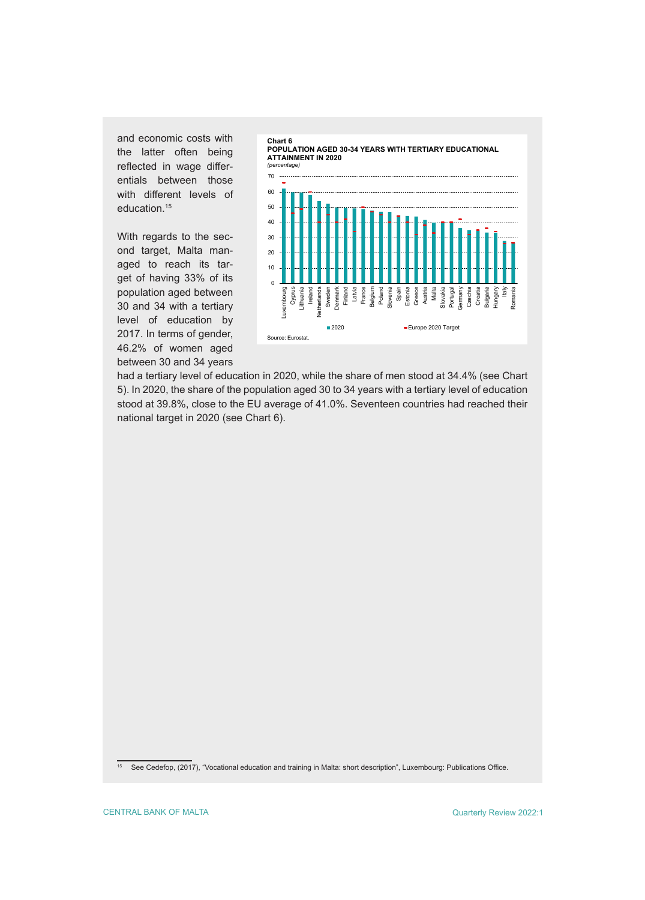and economic costs with the latter often being reflected in wage differentials between those with different levels of education.[15]

With regards to the second target, Malta managed to reach its target of having 33% of its population aged between 30 and 34 with a tertiary level of education by 2017. In terms of gender, 46.2% of women aged between 30 and 34 years had a tertiary level of education in 2020, while the share of men stood at 34.4% (see Chart 5). In 2020, the share of the population aged 30 to 34 years with a tertiary level of education stood at 39.8%, close to the EU average of 41.0%. Seventeen countries had reached their national target in 2020 (see Chart 6).

**Chart 6**
**POPULATION AGED 30-34 YEARS WITH TERTIARY EDUCATIONAL ATTAINMENT IN 2020**
*(percentage)*

70
60
50
40
30
20
10
0

Luxembourg, Cyprus, Lithuania, Ireland, Netherlands, Sweden, Denmark, Finland, Latvia, France, Belgium, Poland, Slovenia, Spain, Estonia, Greece, Austria, Malta, Slovakia, Portugal, Germany, Czechia, Croatia, Bulgaria, Hungary, Italy, Romania

2020
Europe 2020 Target

Source: Eurostat.

[15] See Cedefop, (2017), "Vocational education and training in Malta: short description", Luxembourg: Publications Office.